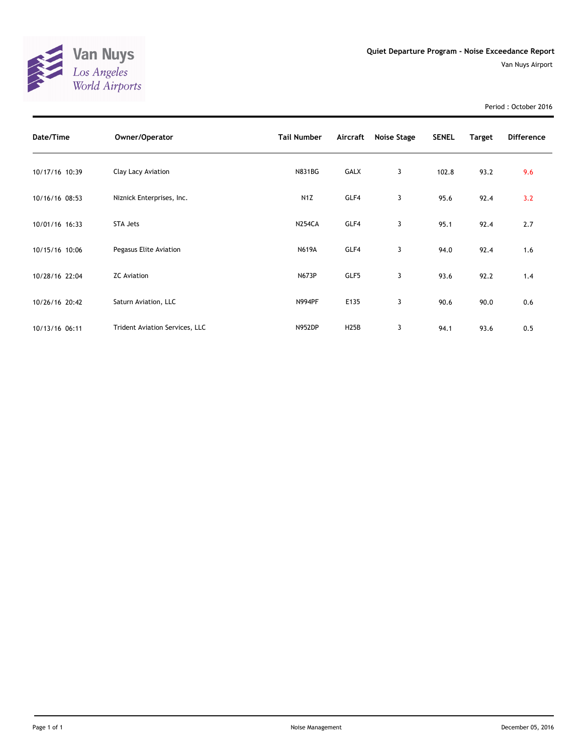Van Nuys
*Los Angeles World Airports*

## Quiet Departure Program - Noise Exceedance Report

Van Nuys Airport

Period : October 2016

| Date/Time | Owner/Operator | Tail Number | Aircraft | Noise Stage | SENEL | Target | Difference |
|---|---|---|---|---|---|---|---|
| 10/17/16 10:39 | Clay Lacy Aviation | N831BG | GALX | 3 | 102.8 | 93.2 | 9.6 |
| 10/16/16 08:53 | Niznick Enterprises, Inc. | N1Z | GLF4 | 3 | 95.6 | 92.4 | 3.2 |
| 10/01/16 16:33 | STA Jets | N254CA | GLF4 | 3 | 95.1 | 92.4 | 2.7 |
| 10/15/16 10:06 | Pegasus Elite Aviation | N619A | GLF4 | 3 | 94.0 | 92.4 | 1.6 |
| 10/28/16 22:04 | ZC Aviation | N673P | GLF5 | 3 | 93.6 | 92.2 | 1.4 |
| 10/26/16 20:42 | Saturn Aviation, LLC | N994PF | E135 | 3 | 90.6 | 90.0 | 0.6 |
| 10/13/16 06:11 | Trident Aviation Services, LLC | N952DP | H25B | 3 | 94.1 | 93.6 | 0.5 |

Noise Management

December 05, 2016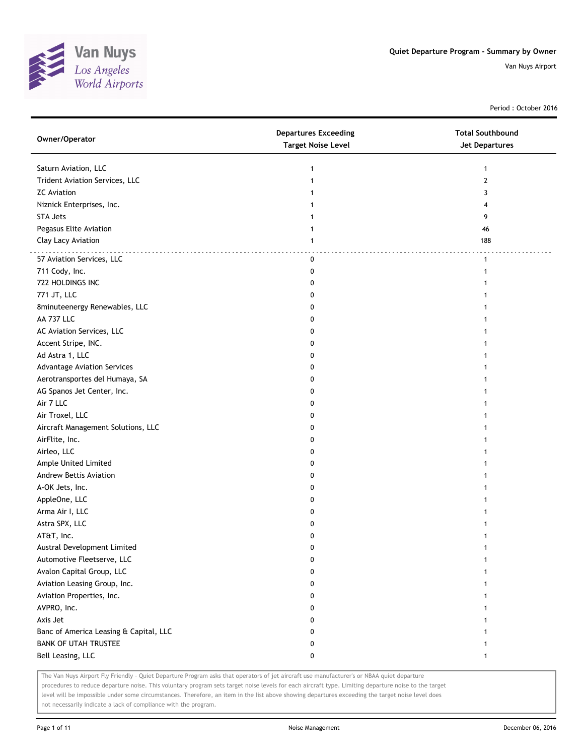# Quiet Departure Program - Summary by Owner

Van Nuys Airport

Period : October 2016

| Owner/Operator | Departures Exceeding Target Noise Level | Total Southbound Jet Departures |
|---|---|---|
| Saturn Aviation, LLC | 1 | 1 |
| Trident Aviation Services, LLC | 1 | 2 |
| ZC Aviation | 1 | 3 |
| Niznick Enterprises, Inc. | 1 | 4 |
| STA Jets | 1 | 9 |
| Pegasus Elite Aviation | 1 | 46 |
| Clay Lacy Aviation | 1 | 188 |
| 57 Aviation Services, LLC | 0 | 1 |
| 711 Cody, Inc. | 0 | 1 |
| 722 HOLDINGS INC | 0 | 1 |
| 771 JT, LLC | 0 | 1 |
| 8minuteenergy Renewables, LLC | 0 | 1 |
| AA 737 LLC | 0 | 1 |
| AC Aviation Services, LLC | 0 | 1 |
| Accent Stripe, INC. | 0 | 1 |
| Ad Astra 1, LLC | 0 | 1 |
| Advantage Aviation Services | 0 | 1 |
| Aerotransportes del Humaya, SA | 0 | 1 |
| AG Spanos Jet Center, Inc. | 0 | 1 |
| Air 7 LLC | 0 | 1 |
| Air Troxel, LLC | 0 | 1 |
| Aircraft Management Solutions, LLC | 0 | 1 |
| AirFlite, Inc. | 0 | 1 |
| Airleo, LLC | 0 | 1 |
| Ample United Limited | 0 | 1 |
| Andrew Bettis Aviation | 0 | 1 |
| A-OK Jets, Inc. | 0 | 1 |
| AppleOne, LLC | 0 | 1 |
| Arma Air I, LLC | 0 | 1 |
| Astra SPX, LLC | 0 | 1 |
| AT&T, Inc. | 0 | 1 |
| Austral Development Limited | 0 | 1 |
| Automotive Fleetserve, LLC | 0 | 1 |
| Avalon Capital Group, LLC | 0 | 1 |
| Aviation Leasing Group, Inc. | 0 | 1 |
| Aviation Properties, Inc. | 0 | 1 |
| AVPRO, Inc. | 0 | 1 |
| Axis Jet | 0 | 1 |
| Banc of America Leasing & Capital, LLC | 0 | 1 |
| BANK OF UTAH TRUSTEE | 0 | 1 |
| Bell Leasing, LLC | 0 | 1 |

The Van Nuys Airport Fly Friendly - Quiet Departure Program asks that operators of jet aircraft use manufacturer's or NBAA quiet departure procedures to reduce departure noise. This voluntary program sets target noise levels for each aircraft type. Limiting departure noise to the target level will be impossible under some circumstances. Therefore, an item in the list above showing departures exceeding the target noise level does not necessarily indicate a lack of compliance with the program.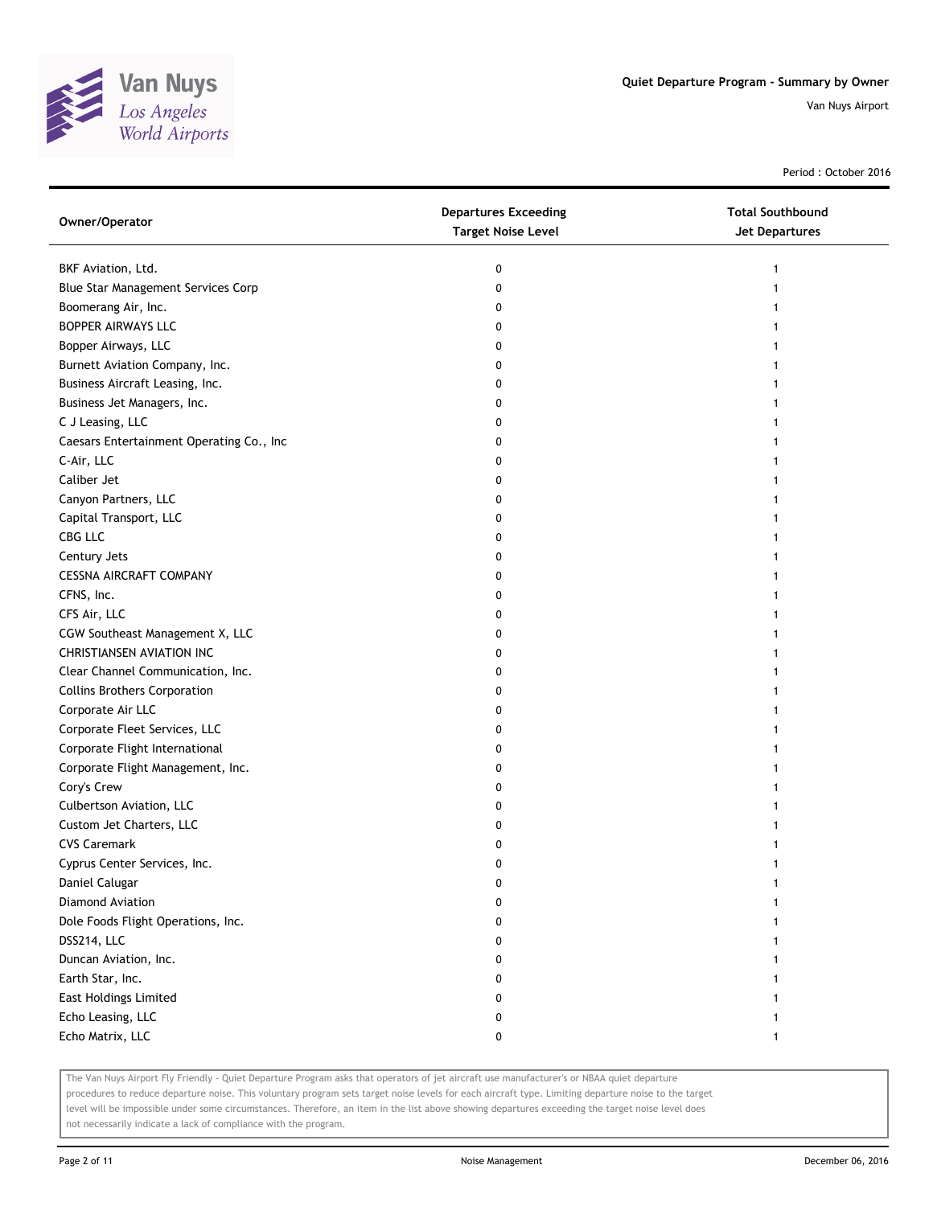Quiet Departure Program - Summary by Owner

Van Nuys Airport

Period : October 2016

| Owner/Operator | Departures Exceeding Target Noise Level | Total Southbound Jet Departures |
|---|---|---|
| BKF Aviation, Ltd. | 0 | 1 |
| Blue Star Management Services Corp | 0 | 1 |
| Boomerang Air, Inc. | 0 | 1 |
| BOPPER AIRWAYS LLC | 0 | 1 |
| Bopper Airways, LLC | 0 | 1 |
| Burnett Aviation Company, Inc. | 0 | 1 |
| Business Aircraft Leasing, Inc. | 0 | 1 |
| Business Jet Managers, Inc. | 0 | 1 |
| C J Leasing, LLC | 0 | 1 |
| Caesars Entertainment Operating Co., Inc | 0 | 1 |
| C-Air, LLC | 0 | 1 |
| Caliber Jet | 0 | 1 |
| Canyon Partners, LLC | 0 | 1 |
| Capital Transport, LLC | 0 | 1 |
| CBG LLC | 0 | 1 |
| Century Jets | 0 | 1 |
| CESSNA AIRCRAFT COMPANY | 0 | 1 |
| CFNS, Inc. | 0 | 1 |
| CFS Air, LLC | 0 | 1 |
| CGW Southeast Management X, LLC | 0 | 1 |
| CHRISTIANSEN AVIATION INC | 0 | 1 |
| Clear Channel Communication, Inc. | 0 | 1 |
| Collins Brothers Corporation | 0 | 1 |
| Corporate Air LLC | 0 | 1 |
| Corporate Fleet Services, LLC | 0 | 1 |
| Corporate Flight International | 0 | 1 |
| Corporate Flight Management, Inc. | 0 | 1 |
| Cory's Crew | 0 | 1 |
| Culbertson Aviation, LLC | 0 | 1 |
| Custom Jet Charters, LLC | 0 | 1 |
| CVS Caremark | 0 | 1 |
| Cyprus Center Services, Inc. | 0 | 1 |
| Daniel Calugar | 0 | 1 |
| Diamond Aviation | 0 | 1 |
| Dole Foods Flight Operations, Inc. | 0 | 1 |
| DSS214, LLC | 0 | 1 |
| Duncan Aviation, Inc. | 0 | 1 |
| Earth Star, Inc. | 0 | 1 |
| East Holdings Limited | 0 | 1 |
| Echo Leasing, LLC | 0 | 1 |
| Echo Matrix, LLC | 0 | 1 |

The Van Nuys Airport Fly Friendly - Quiet Departure Program asks that operators of jet aircraft use manufacturer's or NBAA quiet departure procedures to reduce departure noise. This voluntary program sets target noise levels for each aircraft type. Limiting departure noise to the target level will be impossible under some circumstances. Therefore, an item in the list above showing departures exceeding the target noise level does not necessarily indicate a lack of compliance with the program.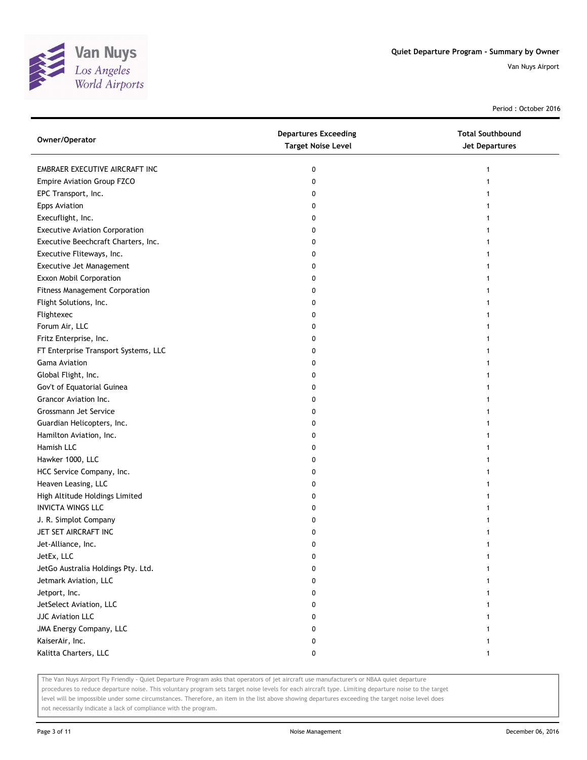## Quiet Departure Program - Summary by Owner

Van Nuys Airport

Period : October 2016

| Owner/Operator | Departures Exceeding Target Noise Level | Total Southbound Jet Departures |
|---|---|---|
| EMBRAER EXECUTIVE AIRCRAFT INC | 0 | 1 |
| Empire Aviation Group FZCO | 0 | 1 |
| EPC Transport, Inc. | 0 | 1 |
| Epps Aviation | 0 | 1 |
| Execuflight, Inc. | 0 | 1 |
| Executive Aviation Corporation | 0 | 1 |
| Executive Beechcraft Charters, Inc. | 0 | 1 |
| Executive Fliteways, Inc. | 0 | 1 |
| Executive Jet Management | 0 | 1 |
| Exxon Mobil Corporation | 0 | 1 |
| Fitness Management Corporation | 0 | 1 |
| Flight Solutions, Inc. | 0 | 1 |
| Flightexec | 0 | 1 |
| Forum Air, LLC | 0 | 1 |
| Fritz Enterprise, Inc. | 0 | 1 |
| FT Enterprise Transport Systems, LLC | 0 | 1 |
| Gama Aviation | 0 | 1 |
| Global Flight, Inc. | 0 | 1 |
| Gov't of Equatorial Guinea | 0 | 1 |
| Grancor Aviation Inc. | 0 | 1 |
| Grossmann Jet Service | 0 | 1 |
| Guardian Helicopters, Inc. | 0 | 1 |
| Hamilton Aviation, Inc. | 0 | 1 |
| Hamish LLC | 0 | 1 |
| Hawker 1000, LLC | 0 | 1 |
| HCC Service Company, Inc. | 0 | 1 |
| Heaven Leasing, LLC | 0 | 1 |
| High Altitude Holdings Limited | 0 | 1 |
| INVICTA WINGS LLC | 0 | 1 |
| J. R. Simplot Company | 0 | 1 |
| JET SET AIRCRAFT INC | 0 | 1 |
| Jet-Alliance, Inc. | 0 | 1 |
| JetEx, LLC | 0 | 1 |
| JetGo Australia Holdings Pty. Ltd. | 0 | 1 |
| Jetmark Aviation, LLC | 0 | 1 |
| Jetport, Inc. | 0 | 1 |
| JetSelect Aviation, LLC | 0 | 1 |
| JJC Aviation LLC | 0 | 1 |
| JMA Energy Company, LLC | 0 | 1 |
| KaiserAir, Inc. | 0 | 1 |
| Kalitta Charters, LLC | 0 | 1 |

The Van Nuys Airport Fly Friendly - Quiet Departure Program asks that operators of jet aircraft use manufacturer's or NBAA quiet departure procedures to reduce departure noise. This voluntary program sets target noise levels for each aircraft type. Limiting departure noise to the target level will be impossible under some circumstances. Therefore, an item in the list above showing departures exceeding the target noise level does not necessarily indicate a lack of compliance with the program.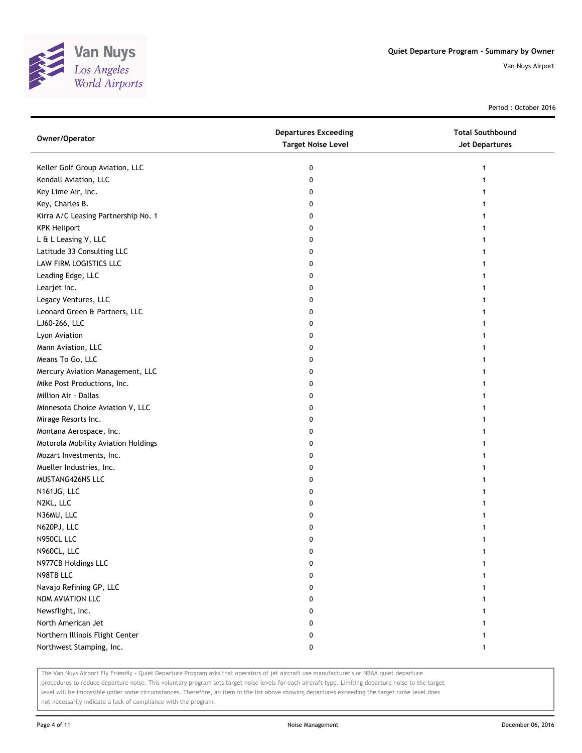# Quiet Departure Program - Summary by Owner

Van Nuys Airport

Period : October 2016

| Owner/Operator | Departures Exceeding Target Noise Level | Total Southbound Jet Departures |
|---|---|---|
| Keller Golf Group Aviation, LLC | 0 | 1 |
| Kendall Aviation, LLC | 0 | 1 |
| Key Lime Air, Inc. | 0 | 1 |
| Key, Charles B. | 0 | 1 |
| Kirra A/C Leasing Partnership No. 1 | 0 | 1 |
| KPK Heliport | 0 | 1 |
| L & L Leasing V, LLC | 0 | 1 |
| Latitude 33 Consulting LLC | 0 | 1 |
| LAW FIRM LOGISTICS LLC | 0 | 1 |
| Leading Edge, LLC | 0 | 1 |
| Learjet Inc. | 0 | 1 |
| Legacy Ventures, LLC | 0 | 1 |
| Leonard Green & Partners, LLC | 0 | 1 |
| LJ60-266, LLC | 0 | 1 |
| Lyon Aviation | 0 | 1 |
| Mann Aviation, LLC | 0 | 1 |
| Means To Go, LLC | 0 | 1 |
| Mercury Aviation Management, LLC | 0 | 1 |
| Mike Post Productions, Inc. | 0 | 1 |
| Million Air - Dallas | 0 | 1 |
| Minnesota Choice Aviation V, LLC | 0 | 1 |
| Mirage Resorts Inc. | 0 | 1 |
| Montana Aerospace, Inc. | 0 | 1 |
| Motorola Mobility Aviation Holdings | 0 | 1 |
| Mozart Investments, Inc. | 0 | 1 |
| Mueller Industries, Inc. | 0 | 1 |
| MUSTANG426NS LLC | 0 | 1 |
| N161JG, LLC | 0 | 1 |
| N2KL, LLC | 0 | 1 |
| N36MU, LLC | 0 | 1 |
| N620PJ, LLC | 0 | 1 |
| N950CL LLC | 0 | 1 |
| N960CL, LLC | 0 | 1 |
| N977CB Holdings LLC | 0 | 1 |
| N98TB LLC | 0 | 1 |
| Navajo Refining GP, LLC | 0 | 1 |
| NDM AVIATION LLC | 0 | 1 |
| Newsflight, Inc. | 0 | 1 |
| North American Jet | 0 | 1 |
| Northern Illinois Flight Center | 0 | 1 |
| Northwest Stamping, Inc. | 0 | 1 |

The Van Nuys Airport Fly Friendly - Quiet Departure Program asks that operators of jet aircraft use manufacturer's or NBAA quiet departure procedures to reduce departure noise. This voluntary program sets target noise levels for each aircraft type. Limiting departure noise to the target level will be impossible under some circumstances. Therefore, an item in the list above showing departures exceeding the target noise level does not necessarily indicate a lack of compliance with the program.

Noise Management

December 06, 2016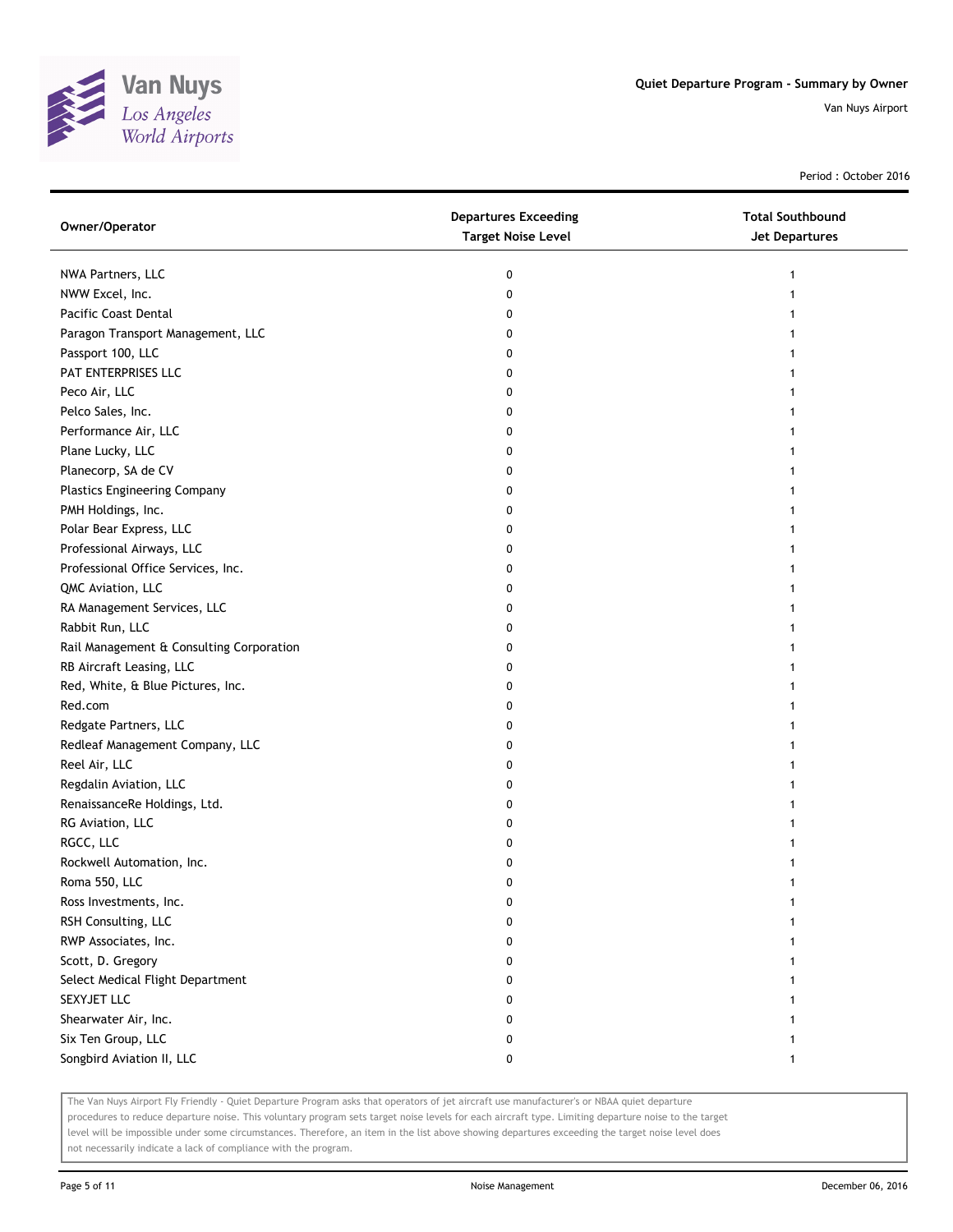# Quiet Departure Program - Summary by Owner

Van Nuys Airport

Period : October 2016

| Owner/Operator | Departures Exceeding Target Noise Level | Total Southbound Jet Departures |
|---|---|---|
| NWA Partners, LLC | 0 | 1 |
| NWW Excel, Inc. | 0 | 1 |
| Pacific Coast Dental | 0 | 1 |
| Paragon Transport Management, LLC | 0 | 1 |
| Passport 100, LLC | 0 | 1 |
| PAT ENTERPRISES LLC | 0 | 1 |
| Peco Air, LLC | 0 | 1 |
| Pelco Sales, Inc. | 0 | 1 |
| Performance Air, LLC | 0 | 1 |
| Plane Lucky, LLC | 0 | 1 |
| Planecorp, SA de CV | 0 | 1 |
| Plastics Engineering Company | 0 | 1 |
| PMH Holdings, Inc. | 0 | 1 |
| Polar Bear Express, LLC | 0 | 1 |
| Professional Airways, LLC | 0 | 1 |
| Professional Office Services, Inc. | 0 | 1 |
| QMC Aviation, LLC | 0 | 1 |
| RA Management Services, LLC | 0 | 1 |
| Rabbit Run, LLC | 0 | 1 |
| Rail Management & Consulting Corporation | 0 | 1 |
| RB Aircraft Leasing, LLC | 0 | 1 |
| Red, White, & Blue Pictures, Inc. | 0 | 1 |
| Red.com | 0 | 1 |
| Redgate Partners, LLC | 0 | 1 |
| Redleaf Management Company, LLC | 0 | 1 |
| Reel Air, LLC | 0 | 1 |
| Regdalin Aviation, LLC | 0 | 1 |
| RenaissanceRe Holdings, Ltd. | 0 | 1 |
| RG Aviation, LLC | 0 | 1 |
| RGCC, LLC | 0 | 1 |
| Rockwell Automation, Inc. | 0 | 1 |
| Roma 550, LLC | 0 | 1 |
| Ross Investments, Inc. | 0 | 1 |
| RSH Consulting, LLC | 0 | 1 |
| RWP Associates, Inc. | 0 | 1 |
| Scott, D. Gregory | 0 | 1 |
| Select Medical Flight Department | 0 | 1 |
| SEXYJET LLC | 0 | 1 |
| Shearwater Air, Inc. | 0 | 1 |
| Six Ten Group, LLC | 0 | 1 |
| Songbird Aviation II, LLC | 0 | 1 |

The Van Nuys Airport Fly Friendly - Quiet Departure Program asks that operators of jet aircraft use manufacturer's or NBAA quiet departure procedures to reduce departure noise. This voluntary program sets target noise levels for each aircraft type. Limiting departure noise to the target level will be impossible under some circumstances. Therefore, an item in the list above showing departures exceeding the target noise level does not necessarily indicate a lack of compliance with the program.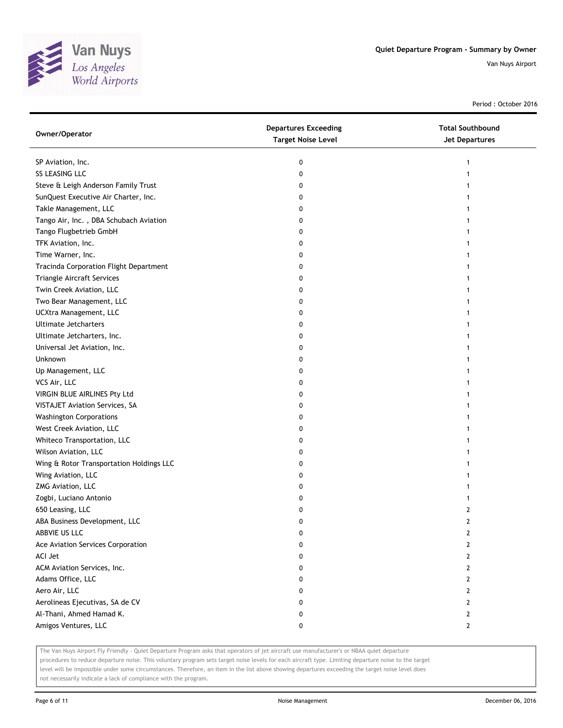# Quiet Departure Program - Summary by Owner

Van Nuys Airport

Period : October 2016

| Owner/Operator | Departures Exceeding Target Noise Level | Total Southbound Jet Departures |
|---|---|---|
| SP Aviation, Inc. | 0 | 1 |
| SS LEASING LLC | 0 | 1 |
| Steve & Leigh Anderson Family Trust | 0 | 1 |
| SunQuest Executive Air Charter, Inc. | 0 | 1 |
| Takle Management, LLC | 0 | 1 |
| Tango Air, Inc. , DBA Schubach Aviation | 0 | 1 |
| Tango Flugbetrieb GmbH | 0 | 1 |
| TFK Aviation, Inc. | 0 | 1 |
| Time Warner, Inc. | 0 | 1 |
| Tracinda Corporation Flight Department | 0 | 1 |
| Triangle Aircraft Services | 0 | 1 |
| Twin Creek Aviation, LLC | 0 | 1 |
| Two Bear Management, LLC | 0 | 1 |
| UCXtra Management, LLC | 0 | 1 |
| Ultimate Jetcharters | 0 | 1 |
| Ultimate Jetcharters, Inc. | 0 | 1 |
| Universal Jet Aviation, Inc. | 0 | 1 |
| Unknown | 0 | 1 |
| Up Management, LLC | 0 | 1 |
| VCS Air, LLC | 0 | 1 |
| VIRGIN BLUE AIRLINES Pty Ltd | 0 | 1 |
| VISTAJET Aviation Services, SA | 0 | 1 |
| Washington Corporations | 0 | 1 |
| West Creek Aviation, LLC | 0 | 1 |
| Whiteco Transportation, LLC | 0 | 1 |
| Wilson Aviation, LLC | 0 | 1 |
| Wing & Rotor Transportation Holdings LLC | 0 | 1 |
| Wing Aviation, LLC | 0 | 1 |
| ZMG Aviation, LLC | 0 | 1 |
| Zogbi, Luciano Antonio | 0 | 1 |
| 650 Leasing, LLC | 0 | 2 |
| ABA Business Development, LLC | 0 | 2 |
| ABBVIE US LLC | 0 | 2 |
| Ace Aviation Services Corporation | 0 | 2 |
| ACI Jet | 0 | 2 |
| ACM Aviation Services, Inc. | 0 | 2 |
| Adams Office, LLC | 0 | 2 |
| Aero Air, LLC | 0 | 2 |
| Aerolineas Ejecutivas, SA de CV | 0 | 2 |
| Al-Thani, Ahmed Hamad K. | 0 | 2 |
| Amigos Ventures, LLC | 0 | 2 |

The Van Nuys Airport Fly Friendly - Quiet Departure Program asks that operators of jet aircraft use manufacturer's or NBAA quiet departure procedures to reduce departure noise. This voluntary program sets target noise levels for each aircraft type. Limiting departure noise to the target level will be impossible under some circumstances. Therefore, an item in the list above showing departures exceeding the target noise level does not necessarily indicate a lack of compliance with the program.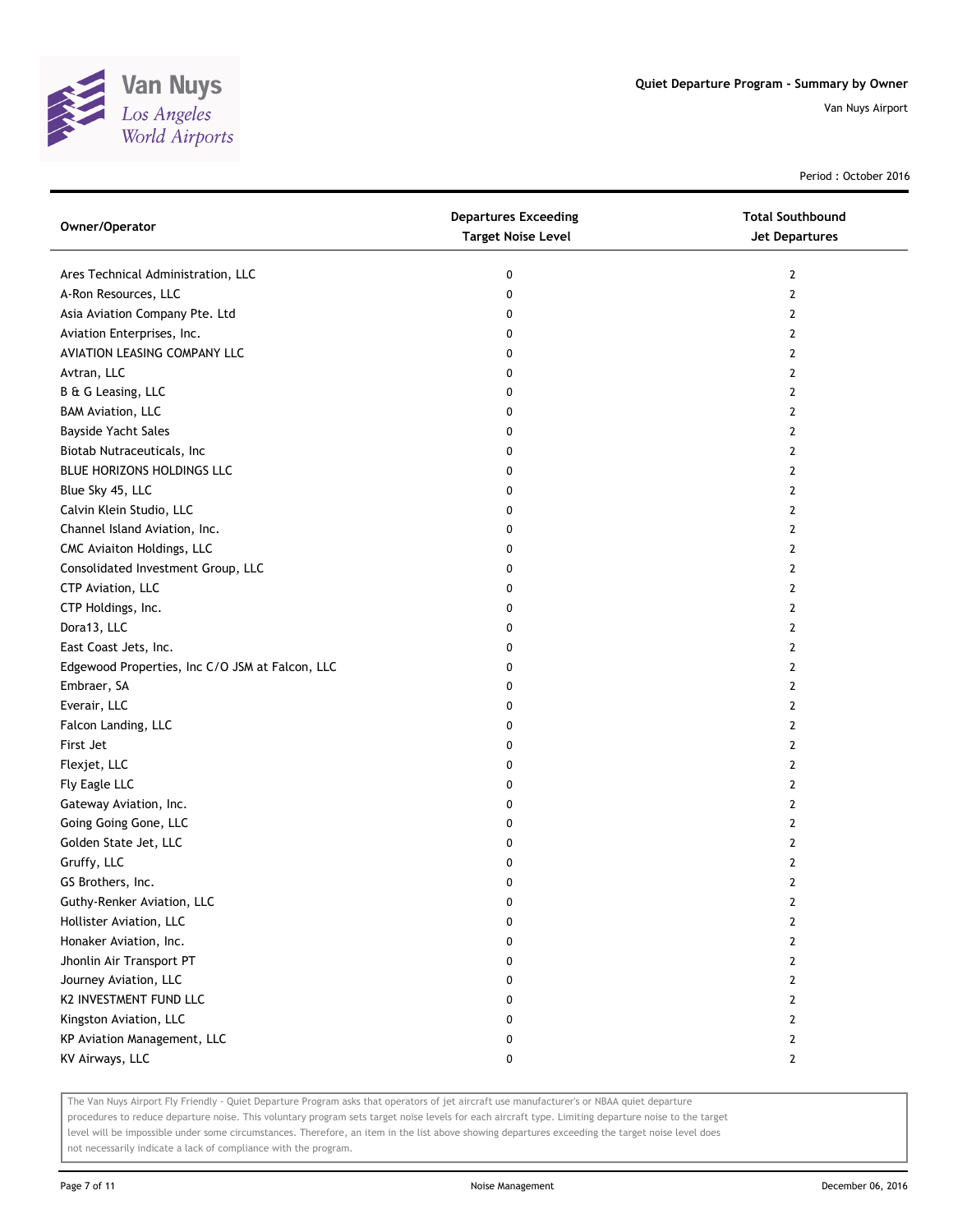# Quiet Departure Program - Summary by Owner

Van Nuys Airport

Period : October 2016

| Owner/Operator | Departures Exceeding Target Noise Level | Total Southbound Jet Departures |
|---|---|---|
| Ares Technical Administration, LLC | 0 | 2 |
| A-Ron Resources, LLC | 0 | 2 |
| Asia Aviation Company Pte. Ltd | 0 | 2 |
| Aviation Enterprises, Inc. | 0 | 2 |
| AVIATION LEASING COMPANY LLC | 0 | 2 |
| Avtran, LLC | 0 | 2 |
| B & G Leasing, LLC | 0 | 2 |
| BAM Aviation, LLC | 0 | 2 |
| Bayside Yacht Sales | 0 | 2 |
| Biotab Nutraceuticals, Inc | 0 | 2 |
| BLUE HORIZONS HOLDINGS LLC | 0 | 2 |
| Blue Sky 45, LLC | 0 | 2 |
| Calvin Klein Studio, LLC | 0 | 2 |
| Channel Island Aviation, Inc. | 0 | 2 |
| CMC Aviaiton Holdings, LLC | 0 | 2 |
| Consolidated Investment Group, LLC | 0 | 2 |
| CTP Aviation, LLC | 0 | 2 |
| CTP Holdings, Inc. | 0 | 2 |
| Dora13, LLC | 0 | 2 |
| East Coast Jets, Inc. | 0 | 2 |
| Edgewood Properties, Inc C/O JSM at Falcon, LLC | 0 | 2 |
| Embraer, SA | 0 | 2 |
| Everair, LLC | 0 | 2 |
| Falcon Landing, LLC | 0 | 2 |
| First Jet | 0 | 2 |
| Flexjet, LLC | 0 | 2 |
| Fly Eagle LLC | 0 | 2 |
| Gateway Aviation, Inc. | 0 | 2 |
| Going Going Gone, LLC | 0 | 2 |
| Golden State Jet, LLC | 0 | 2 |
| Gruffy, LLC | 0 | 2 |
| GS Brothers, Inc. | 0 | 2 |
| Guthy-Renker Aviation, LLC | 0 | 2 |
| Hollister Aviation, LLC | 0 | 2 |
| Honaker Aviation, Inc. | 0 | 2 |
| Jhonlin Air Transport PT | 0 | 2 |
| Journey Aviation, LLC | 0 | 2 |
| K2 INVESTMENT FUND LLC | 0 | 2 |
| Kingston Aviation, LLC | 0 | 2 |
| KP Aviation Management, LLC | 0 | 2 |
| KV Airways, LLC | 0 | 2 |

The Van Nuys Airport Fly Friendly - Quiet Departure Program asks that operators of jet aircraft use manufacturer's or NBAA quiet departure procedures to reduce departure noise. This voluntary program sets target noise levels for each aircraft type. Limiting departure noise to the target level will be impossible under some circumstances. Therefore, an item in the list above showing departures exceeding the target noise level does not necessarily indicate a lack of compliance with the program.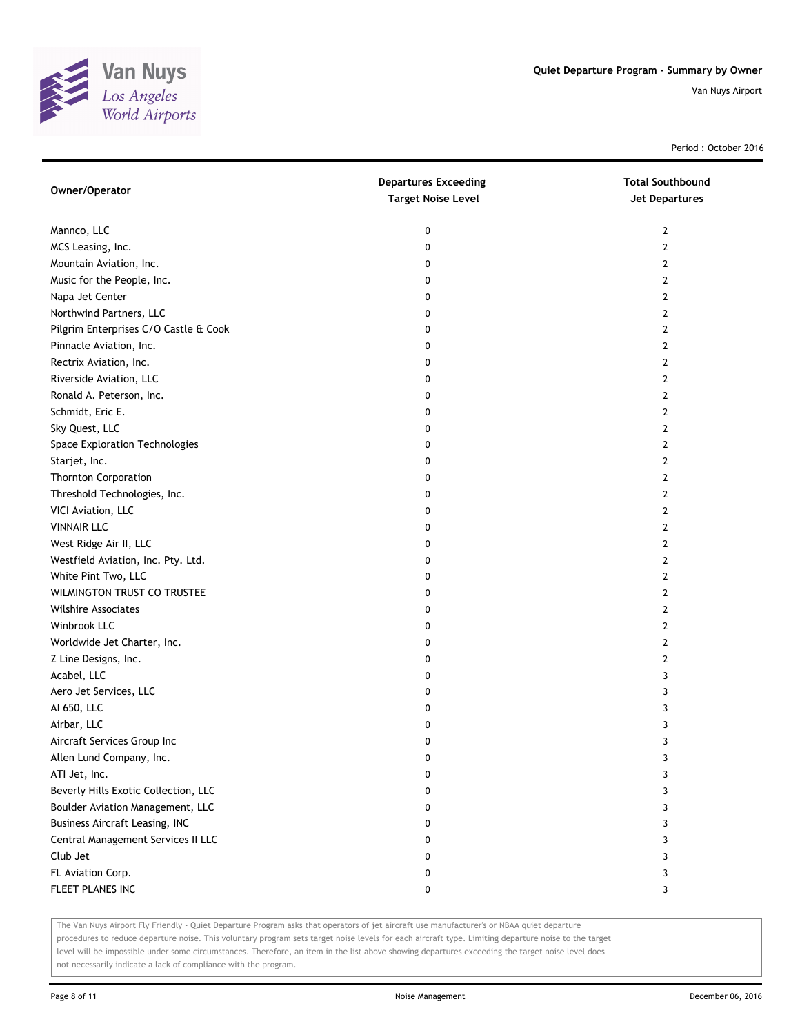| Owner/Operator | Departures Exceeding Target Noise Level | Total Southbound Jet Departures |
|---|---|---|
| Mannco, LLC | 0 | 2 |
| MCS Leasing, Inc. | 0 | 2 |
| Mountain Aviation, Inc. | 0 | 2 |
| Music for the People, Inc. | 0 | 2 |
| Napa Jet Center | 0 | 2 |
| Northwind Partners, LLC | 0 | 2 |
| Pilgrim Enterprises C/O Castle & Cook | 0 | 2 |
| Pinnacle Aviation, Inc. | 0 | 2 |
| Rectrix Aviation, Inc. | 0 | 2 |
| Riverside Aviation, LLC | 0 | 2 |
| Ronald A. Peterson, Inc. | 0 | 2 |
| Schmidt, Eric E. | 0 | 2 |
| Sky Quest, LLC | 0 | 2 |
| Space Exploration Technologies | 0 | 2 |
| Starjet, Inc. | 0 | 2 |
| Thornton Corporation | 0 | 2 |
| Threshold Technologies, Inc. | 0 | 2 |
| VICI Aviation, LLC | 0 | 2 |
| VINNAIR LLC | 0 | 2 |
| West Ridge Air II, LLC | 0 | 2 |
| Westfield Aviation, Inc. Pty. Ltd. | 0 | 2 |
| White Pint Two, LLC | 0 | 2 |
| WILMINGTON TRUST CO TRUSTEE | 0 | 2 |
| Wilshire Associates | 0 | 2 |
| Winbrook LLC | 0 | 2 |
| Worldwide Jet Charter, Inc. | 0 | 2 |
| Z Line Designs, Inc. | 0 | 2 |
| Acabel, LLC | 0 | 3 |
| Aero Jet Services, LLC | 0 | 3 |
| AI 650, LLC | 0 | 3 |
| Airbar, LLC | 0 | 3 |
| Aircraft Services Group Inc | 0 | 3 |
| Allen Lund Company, Inc. | 0 | 3 |
| ATI Jet, Inc. | 0 | 3 |
| Beverly Hills Exotic Collection, LLC | 0 | 3 |
| Boulder Aviation Management, LLC | 0 | 3 |
| Business Aircraft Leasing, INC | 0 | 3 |
| Central Management Services II LLC | 0 | 3 |
| Club Jet | 0 | 3 |
| FL Aviation Corp. | 0 | 3 |
| FLEET PLANES INC | 0 | 3 |

The Van Nuys Airport Fly Friendly - Quiet Departure Program asks that operators of jet aircraft use manufacturer's or NBAA quiet departure procedures to reduce departure noise. This voluntary program sets target noise levels for each aircraft type. Limiting departure noise to the target level will be impossible under some circumstances. Therefore, an item in the list above showing departures exceeding the target noise level does not necessarily indicate a lack of compliance with the program.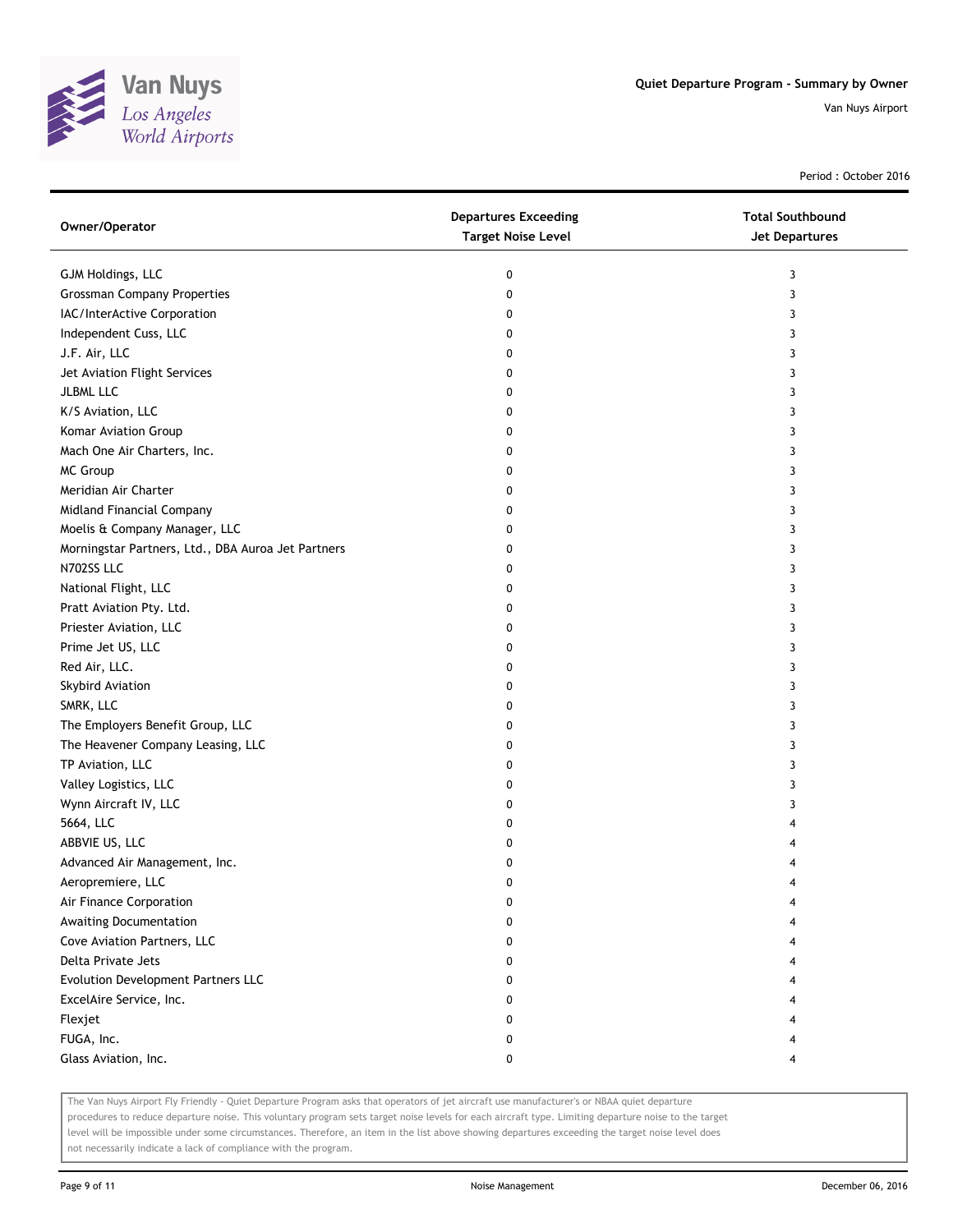Quiet Departure Program - Summary by Owner

Van Nuys Airport

Period : October 2016

| Owner/Operator | Departures Exceeding Target Noise Level | Total Southbound Jet Departures |
|---|---|---|
| GJM Holdings, LLC | 0 | 3 |
| Grossman Company Properties | 0 | 3 |
| IAC/InterActive Corporation | 0 | 3 |
| Independent Cuss, LLC | 0 | 3 |
| J.F. Air, LLC | 0 | 3 |
| Jet Aviation Flight Services | 0 | 3 |
| JLBML LLC | 0 | 3 |
| K/S Aviation, LLC | 0 | 3 |
| Komar Aviation Group | 0 | 3 |
| Mach One Air Charters, Inc. | 0 | 3 |
| MC Group | 0 | 3 |
| Meridian Air Charter | 0 | 3 |
| Midland Financial Company | 0 | 3 |
| Moelis & Company Manager, LLC | 0 | 3 |
| Morningstar Partners, Ltd., DBA Auroa Jet Partners | 0 | 3 |
| N702SS LLC | 0 | 3 |
| National Flight, LLC | 0 | 3 |
| Pratt Aviation Pty. Ltd. | 0 | 3 |
| Priester Aviation, LLC | 0 | 3 |
| Prime Jet US, LLC | 0 | 3 |
| Red Air, LLC. | 0 | 3 |
| Skybird Aviation | 0 | 3 |
| SMRK, LLC | 0 | 3 |
| The Employers Benefit Group, LLC | 0 | 3 |
| The Heavener Company Leasing, LLC | 0 | 3 |
| TP Aviation, LLC | 0 | 3 |
| Valley Logistics, LLC | 0 | 3 |
| Wynn Aircraft IV, LLC | 0 | 3 |
| 5664, LLC | 0 | 4 |
| ABBVIE US, LLC | 0 | 4 |
| Advanced Air Management, Inc. | 0 | 4 |
| Aeropremiere, LLC | 0 | 4 |
| Air Finance Corporation | 0 | 4 |
| Awaiting Documentation | 0 | 4 |
| Cove Aviation Partners, LLC | 0 | 4 |
| Delta Private Jets | 0 | 4 |
| Evolution Development Partners LLC | 0 | 4 |
| ExcelAire Service, Inc. | 0 | 4 |
| Flexjet | 0 | 4 |
| FUGA, Inc. | 0 | 4 |
| Glass Aviation, Inc. | 0 | 4 |

The Van Nuys Airport Fly Friendly - Quiet Departure Program asks that operators of jet aircraft use manufacturer's or NBAA quiet departure procedures to reduce departure noise. This voluntary program sets target noise levels for each aircraft type. Limiting departure noise to the target level will be impossible under some circumstances. Therefore, an item in the list above showing departures exceeding the target noise level does not necessarily indicate a lack of compliance with the program.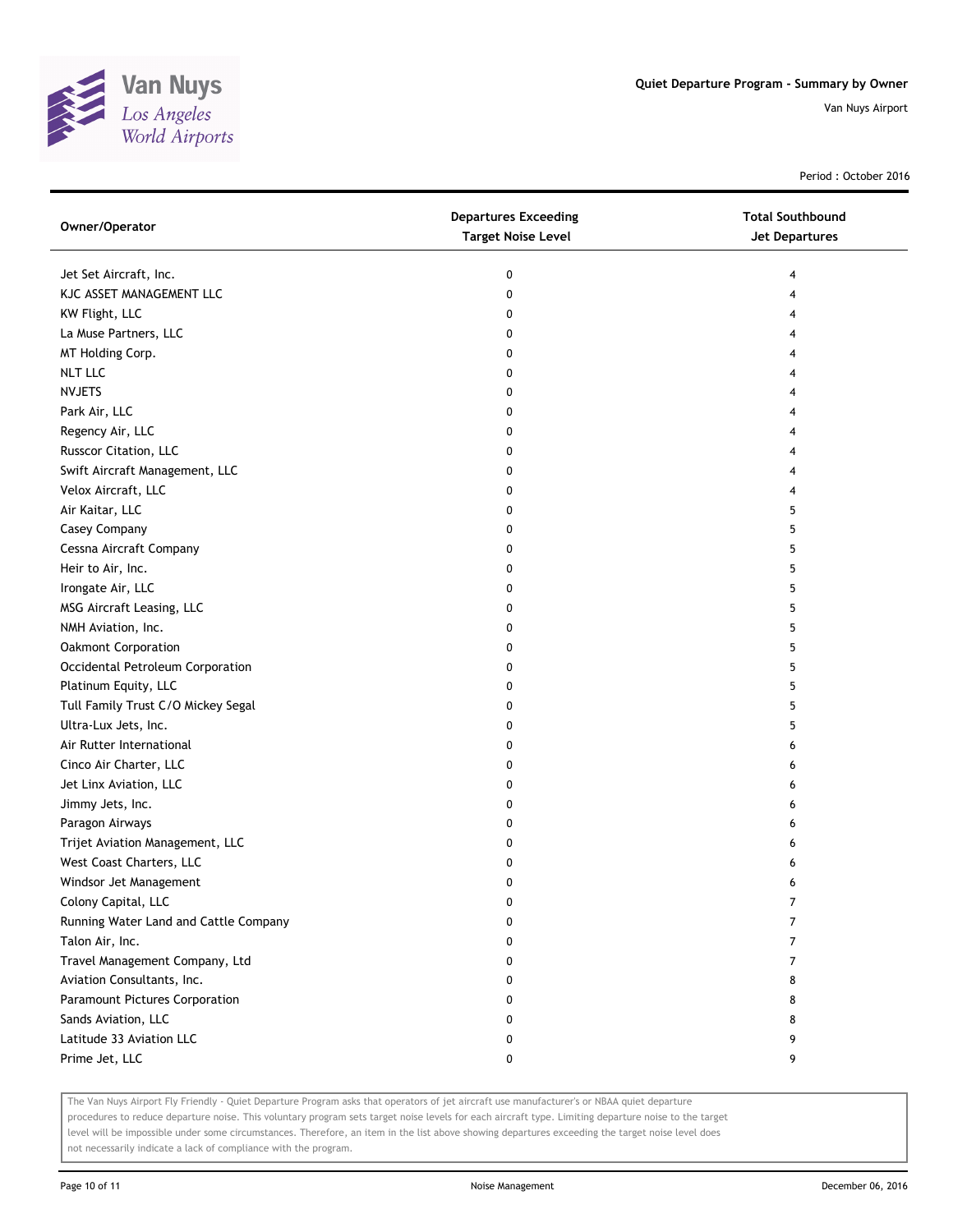# Quiet Departure Program - Summary by Owner

Van Nuys Airport

Period : October 2016

| Owner/Operator | Departures Exceeding Target Noise Level | Total Southbound Jet Departures |
|---|---|---|
| Jet Set Aircraft, Inc. | 0 | 4 |
| KJC ASSET MANAGEMENT LLC | 0 | 4 |
| KW Flight, LLC | 0 | 4 |
| La Muse Partners, LLC | 0 | 4 |
| MT Holding Corp. | 0 | 4 |
| NLT LLC | 0 | 4 |
| NVJETS | 0 | 4 |
| Park Air, LLC | 0 | 4 |
| Regency Air, LLC | 0 | 4 |
| Russcor Citation, LLC | 0 | 4 |
| Swift Aircraft Management, LLC | 0 | 4 |
| Velox Aircraft, LLC | 0 | 4 |
| Air Kaitar, LLC | 0 | 5 |
| Casey Company | 0 | 5 |
| Cessna Aircraft Company | 0 | 5 |
| Heir to Air, Inc. | 0 | 5 |
| Irongate Air, LLC | 0 | 5 |
| MSG Aircraft Leasing, LLC | 0 | 5 |
| NMH Aviation, Inc. | 0 | 5 |
| Oakmont Corporation | 0 | 5 |
| Occidental Petroleum Corporation | 0 | 5 |
| Platinum Equity, LLC | 0 | 5 |
| Tull Family Trust C/O Mickey Segal | 0 | 5 |
| Ultra-Lux Jets, Inc. | 0 | 5 |
| Air Rutter International | 0 | 6 |
| Cinco Air Charter, LLC | 0 | 6 |
| Jet Linx Aviation, LLC | 0 | 6 |
| Jimmy Jets, Inc. | 0 | 6 |
| Paragon Airways | 0 | 6 |
| Trijet Aviation Management, LLC | 0 | 6 |
| West Coast Charters, LLC | 0 | 6 |
| Windsor Jet Management | 0 | 6 |
| Colony Capital, LLC | 0 | 7 |
| Running Water Land and Cattle Company | 0 | 7 |
| Talon Air, Inc. | 0 | 7 |
| Travel Management Company, Ltd | 0 | 7 |
| Aviation Consultants, Inc. | 0 | 8 |
| Paramount Pictures Corporation | 0 | 8 |
| Sands Aviation, LLC | 0 | 8 |
| Latitude 33 Aviation LLC | 0 | 9 |
| Prime Jet, LLC | 0 | 9 |

The Van Nuys Airport Fly Friendly - Quiet Departure Program asks that operators of jet aircraft use manufacturer's or NBAA quiet departure procedures to reduce departure noise. This voluntary program sets target noise levels for each aircraft type. Limiting departure noise to the target level will be impossible under some circumstances. Therefore, an item in the list above showing departures exceeding the target noise level does not necessarily indicate a lack of compliance with the program.

Noise Management

December 06, 2016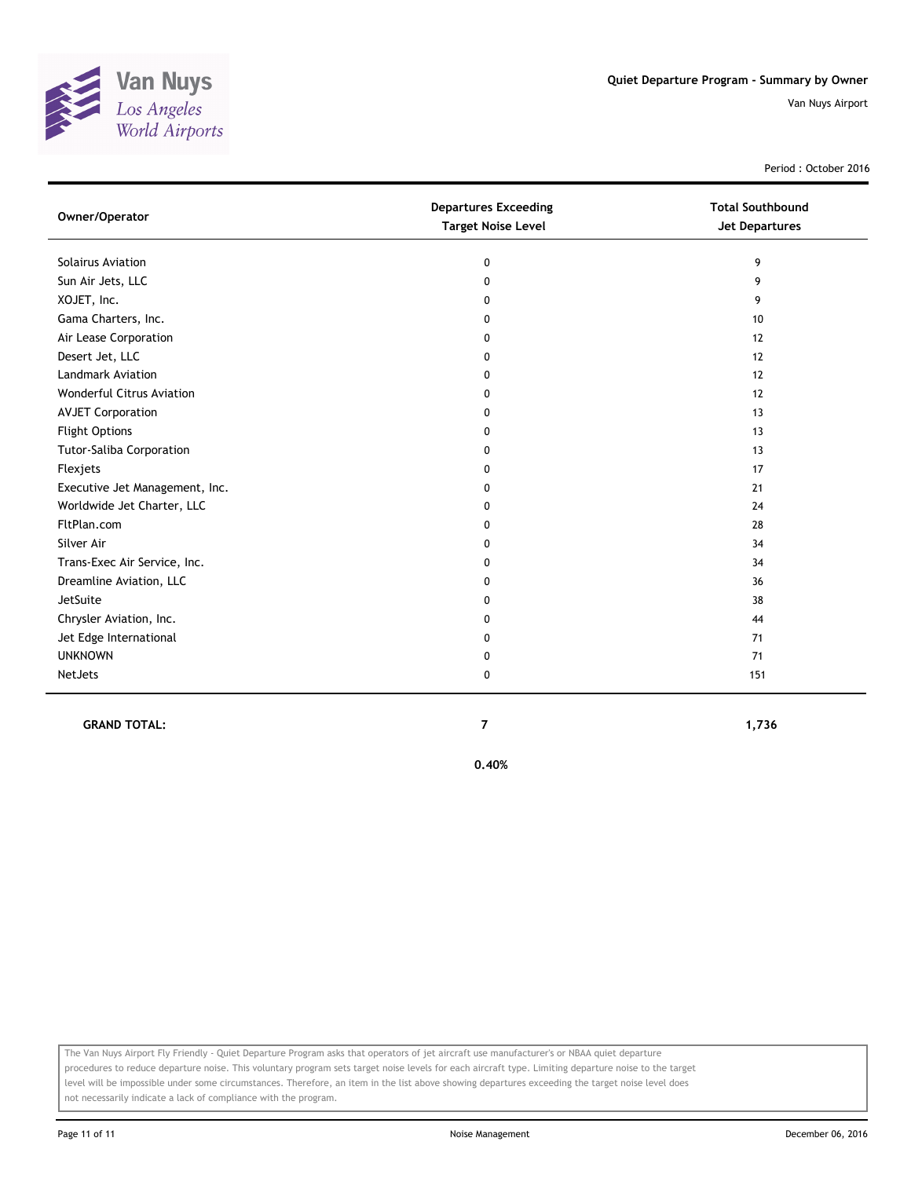Van Nuys
Los Angeles
World Airports

**Quiet Departure Program - Summary by Owner**

Van Nuys Airport

Period : October 2016

| Owner/Operator | Departures Exceeding Target Noise Level | Total Southbound Jet Departures |
| --- | --- | --- |
| Solairus Aviation | 0 | 9 |
| Sun Air Jets, LLC | 0 | 9 |
| XOJET, Inc. | 0 | 9 |
| Gama Charters, Inc. | 0 | 10 |
| Air Lease Corporation | 0 | 12 |
| Desert Jet, LLC | 0 | 12 |
| Landmark Aviation | 0 | 12 |
| Wonderful Citrus Aviation | 0 | 12 |
| AVJET Corporation | 0 | 13 |
| Flight Options | 0 | 13 |
| Tutor-Saliba Corporation | 0 | 13 |
| Flexjets | 0 | 17 |
| Executive Jet Management, Inc. | 0 | 21 |
| Worldwide Jet Charter, LLC | 0 | 24 |
| FltPlan.com | 0 | 28 |
| Silver Air | 0 | 34 |
| Trans-Exec Air Service, Inc. | 0 | 34 |
| Dreamline Aviation, LLC | 0 | 36 |
| JetSuite | 0 | 38 |
| Chrysler Aviation, Inc. | 0 | 44 |
| Jet Edge International | 0 | 71 |
| UNKNOWN | 0 | 71 |
| NetJets | 0 | 151 |
| **GRAND TOTAL:** | **7** | **1,736** |
| | **0.40%** | |

The Van Nuys Airport Fly Friendly - Quiet Departure Program asks that operators of jet aircraft use manufacturer's or NBAA quiet departure procedures to reduce departure noise. This voluntary program sets target noise levels for each aircraft type. Limiting departure noise to the target level will be impossible under some circumstances. Therefore, an item in the list above showing departures exceeding the target noise level does not necessarily indicate a lack of compliance with the program.

Noise Management

December 06, 2016